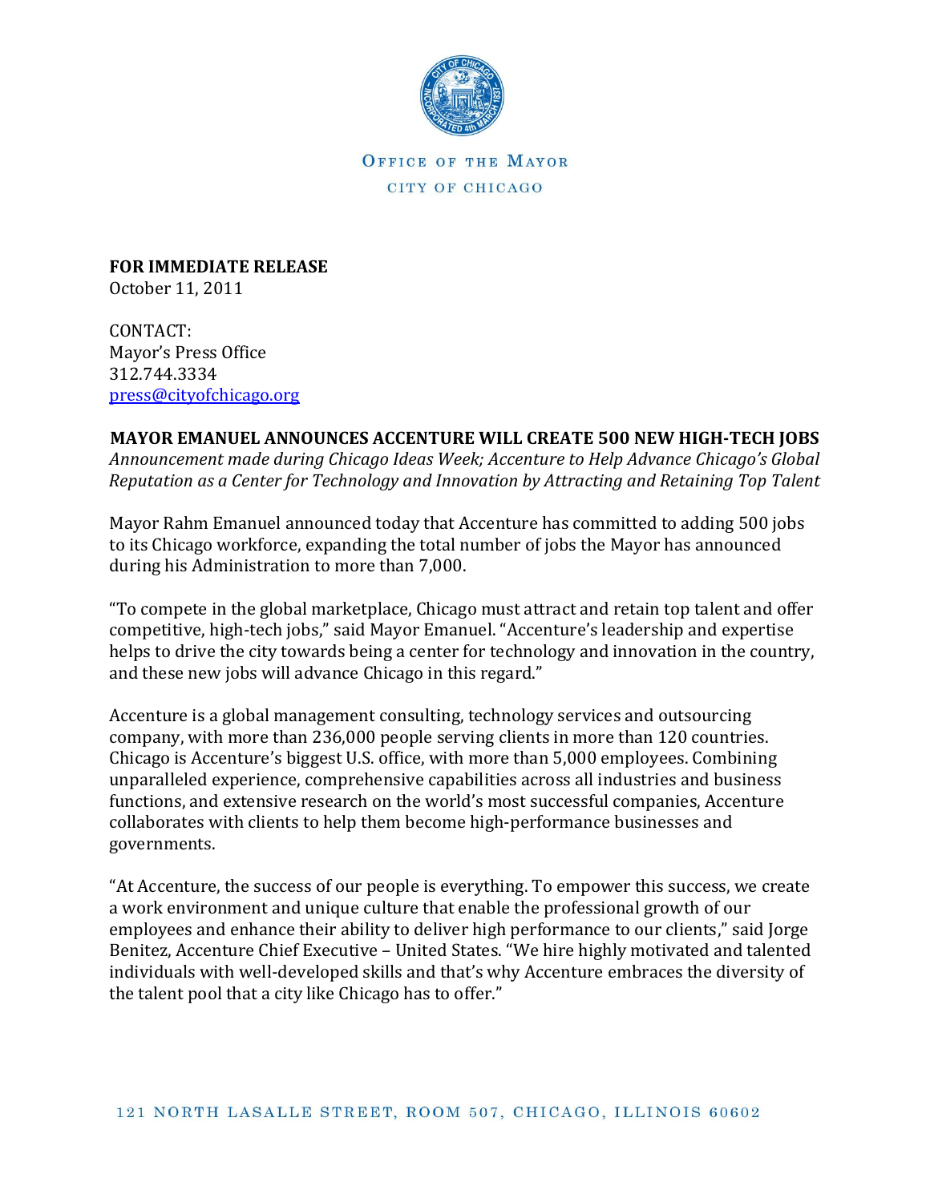OFFICE OF THE MAYOR

CITY OF CHICAGO

**FOR IMMEDIATE RELEASE**
October 11, 2011

CONTACT:
Mayor's Press Office
312.744.3334
press@cityofchicago.org

## MAYOR EMANUEL ANNOUNCES ACCENTURE WILL CREATE 500 NEW HIGH-TECH JOBS

*Announcement made during Chicago Ideas Week; Accenture to Help Advance Chicago's Global Reputation as a Center for Technology and Innovation by Attracting and Retaining Top Talent*

Mayor Rahm Emanuel announced today that Accenture has committed to adding 500 jobs to its Chicago workforce, expanding the total number of jobs the Mayor has announced during his Administration to more than 7,000.

"To compete in the global marketplace, Chicago must attract and retain top talent and offer competitive, high-tech jobs," said Mayor Emanuel. "Accenture's leadership and expertise helps to drive the city towards being a center for technology and innovation in the country, and these new jobs will advance Chicago in this regard."

Accenture is a global management consulting, technology services and outsourcing company, with more than 236,000 people serving clients in more than 120 countries. Chicago is Accenture's biggest U.S. office, with more than 5,000 employees. Combining unparalleled experience, comprehensive capabilities across all industries and business functions, and extensive research on the world's most successful companies, Accenture collaborates with clients to help them become high-performance businesses and governments.

"At Accenture, the success of our people is everything. To empower this success, we create a work environment and unique culture that enable the professional growth of our employees and enhance their ability to deliver high performance to our clients," said Jorge Benitez, Accenture Chief Executive – United States. "We hire highly motivated and talented individuals with well-developed skills and that's why Accenture embraces the diversity of the talent pool that a city like Chicago has to offer."

121 NORTH LASALLE STREET, ROOM 507, CHICAGO, ILLINOIS 60602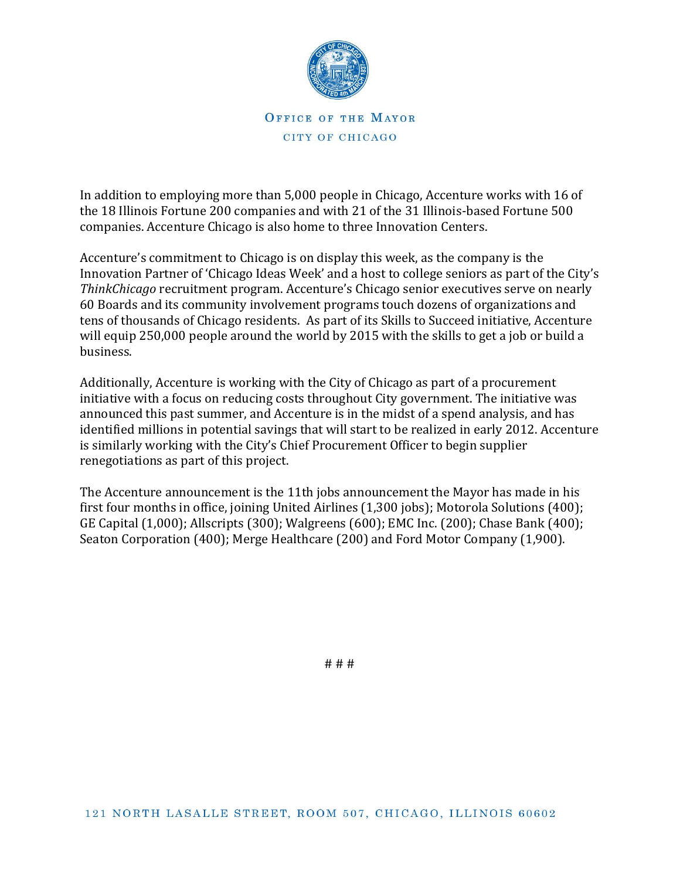In addition to employing more than 5,000 people in Chicago, Accenture works with 16 of the 18 Illinois Fortune 200 companies and with 21 of the 31 Illinois-based Fortune 500 companies. Accenture Chicago is also home to three Innovation Centers.

Accenture's commitment to Chicago is on display this week, as the company is the Innovation Partner of 'Chicago Ideas Week' and a host to college seniors as part of the City's *ThinkChicago* recruitment program. Accenture's Chicago senior executives serve on nearly 60 Boards and its community involvement programs touch dozens of organizations and tens of thousands of Chicago residents. As part of its Skills to Succeed initiative, Accenture will equip 250,000 people around the world by 2015 with the skills to get a job or build a business.

Additionally, Accenture is working with the City of Chicago as part of a procurement initiative with a focus on reducing costs throughout City government. The initiative was announced this past summer, and Accenture is in the midst of a spend analysis, and has identified millions in potential savings that will start to be realized in early 2012. Accenture is similarly working with the City's Chief Procurement Officer to begin supplier renegotiations as part of this project.

The Accenture announcement is the 11th jobs announcement the Mayor has made in his first four months in office, joining United Airlines (1,300 jobs); Motorola Solutions (400); GE Capital (1,000); Allscripts (300); Walgreens (600); EMC Inc. (200); Chase Bank (400); Seaton Corporation (400); Merge Healthcare (200) and Ford Motor Company (1,900).

# # #